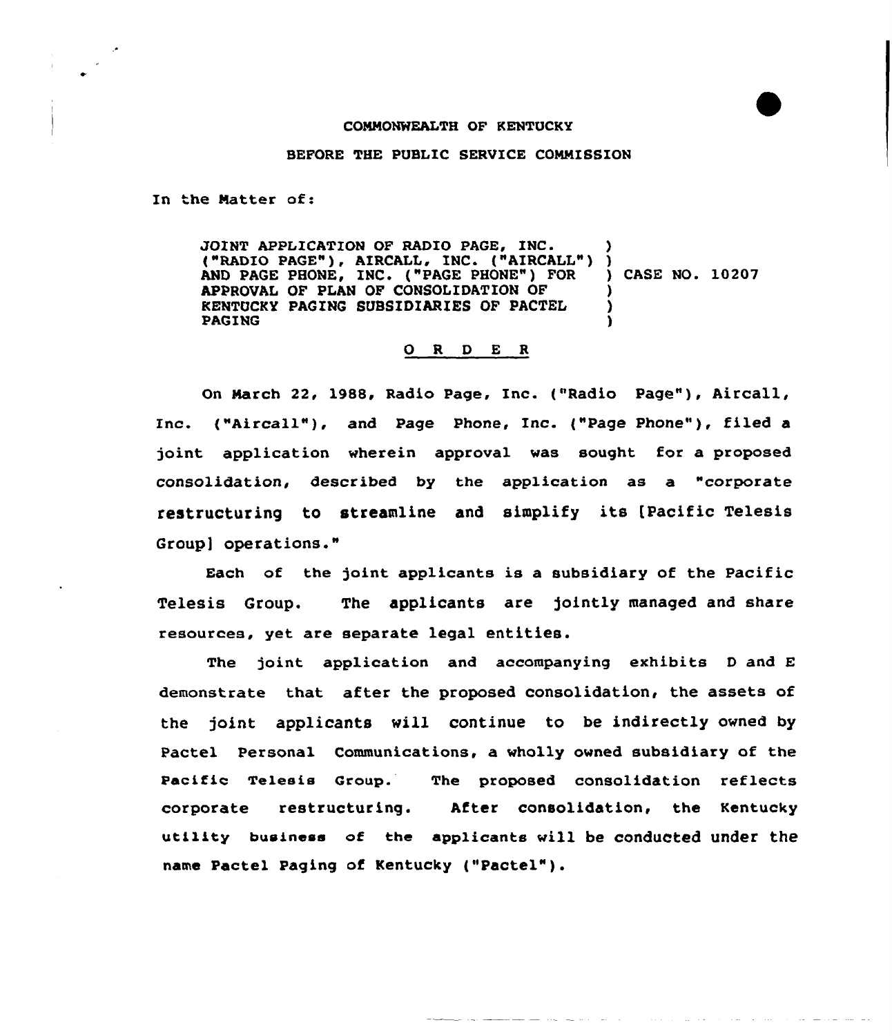COMMONWEALTH OF KENTUCKY

BEFORE THE PUBLIC SERVICE COMMISSION

In the Matter of:

| | | |
|---|---|---|
| JOINT APPLICATION OF RADIO PAGE, INC. ("RADIO PAGE"), AIRCALL, INC. ("AIRCALL") AND PAGE PHONE, INC. ("PAGE PHONE") FOR APPROVAL OF PLAN OF CONSOLIDATION OF KENTUCKY PAGING SUBSIDIARIES OF PACTEL PAGING | ) | CASE NO. 10207 |

## O R D E R

On March 22, 1988, Radio Page, Inc. ("Radio Page"), Aircall, Inc. ("Aircall"), and Page Phone, Inc. ("Page Phone"), filed a joint application wherein approval was sought for a proposed consolidation, described by the application as a "corporate restructuring to streamline and simplify its [Pacific Telesis Group] operations."

Each of the joint applicants is a subsidiary of the Pacific Telesis Group. The applicants are jointly managed and share resources, yet are separate legal entities.

The joint application and accompanying exhibits D and E demonstrate that after the proposed consolidation, the assets of the joint applicants will continue to be indirectly owned by Pactel Personal Communications, a wholly owned subsidiary of the Pacific Telesis Group. The proposed consolidation reflects corporate restructuring. After consolidation, the Kentucky utility business of the applicants will be conducted under the name Pactel Paging of Kentucky ("Pactel").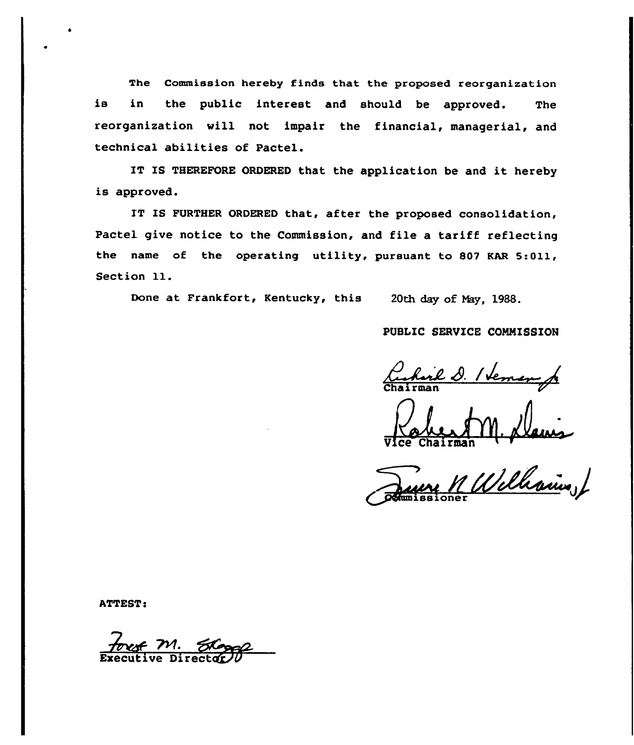The Commission hereby finds that the proposed reorganization is in the public interest and should be approved. The reorganization will not impair the financial, managerial, and technical abilities of Pactel.

IT IS THEREFORE ORDERED that the application be and it hereby is approved.

IT IS FURTHER ORDERED that, after the proposed consolidation, Pactel give notice to the Commission, and file a tariff reflecting the name of the operating utility, pursuant to 807 KAR 5:011, Section 11.

Done at Frankfort, Kentucky, this 20th day of May, 1988.

PUBLIC SERVICE COMMISSION

Richard D. Heman Jr.
Chairman

Robert M. Davis
Vice Chairman

James N. Williams
Commissioner

ATTEST:

Forest M. Skaggs
Executive Director